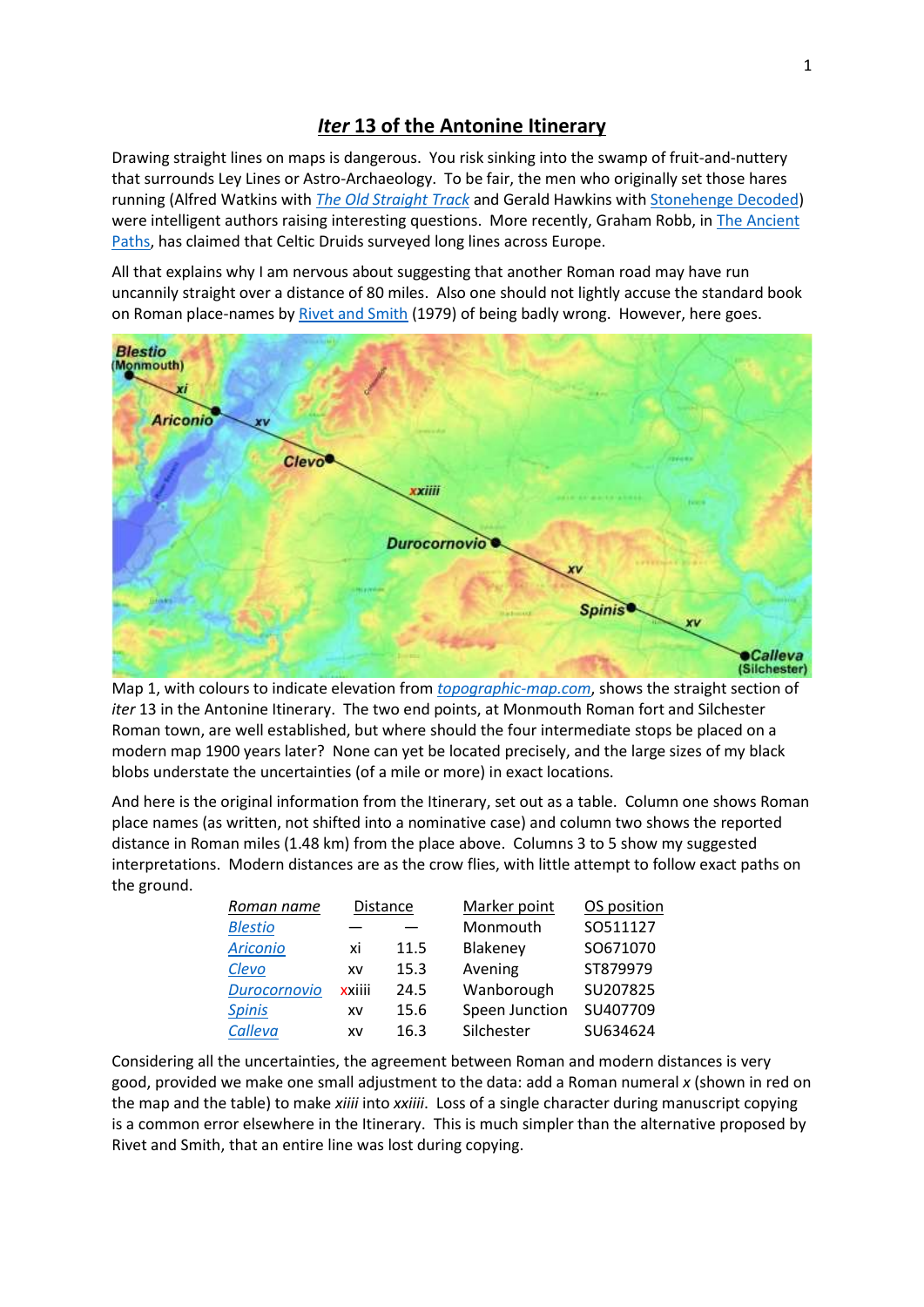# *Iter* 13 of the Antonine Itinerary

Drawing straight lines on maps is dangerous. You risk sinking into the swamp of fruit-and-nuttery that surrounds Ley Lines or Astro-Archaeology. To be fair, the men who originally set those hares running (Alfred Watkins with *The Old Straight Track* and Gerald Hawkins with Stonehenge Decoded) were intelligent authors raising interesting questions. More recently, Graham Robb, in The Ancient Paths, has claimed that Celtic Druids surveyed long lines across Europe.

All that explains why I am nervous about suggesting that another Roman road may have run uncannily straight over a distance of 80 miles. Also one should not lightly accuse the standard book on Roman place-names by Rivet and Smith (1979) of being badly wrong. However, here goes.

Map 1, with colours to indicate elevation from *topographic-map.com*, shows the straight section of *iter* 13 in the Antonine Itinerary. The two end points, at Monmouth Roman fort and Silchester Roman town, are well established, but where should the four intermediate stops be placed on a modern map 1900 years later? None can yet be located precisely, and the large sizes of my black blobs understate the uncertainties (of a mile or more) in exact locations.

And here is the original information from the Itinerary, set out as a table. Column one shows Roman place names (as written, not shifted into a nominative case) and column two shows the reported distance in Roman miles (1.48 km) from the place above. Columns 3 to 5 show my suggested interpretations. Modern distances are as the crow flies, with little attempt to follow exact paths on the ground.

| Roman name | Distance | | Marker point | OS position |
|---|---|---|---|---|
| Blestio | — | — | Monmouth | SO511127 |
| Ariconio | xi | 11.5 | Blakeney | SO671070 |
| Clevo | xv | 15.3 | Avening | ST879979 |
| Durocornovio | xxiiii | 24.5 | Wanborough | SU207825 |
| Spinis | xv | 15.6 | Speen Junction | SU407709 |
| Calleva | xv | 16.3 | Silchester | SU634624 |

Considering all the uncertainties, the agreement between Roman and modern distances is very good, provided we make one small adjustment to the data: add a Roman numeral *x* (shown in red on the map and the table) to make *xiiii* into *xxiiii*. Loss of a single character during manuscript copying is a common error elsewhere in the Itinerary. This is much simpler than the alternative proposed by Rivet and Smith, that an entire line was lost during copying.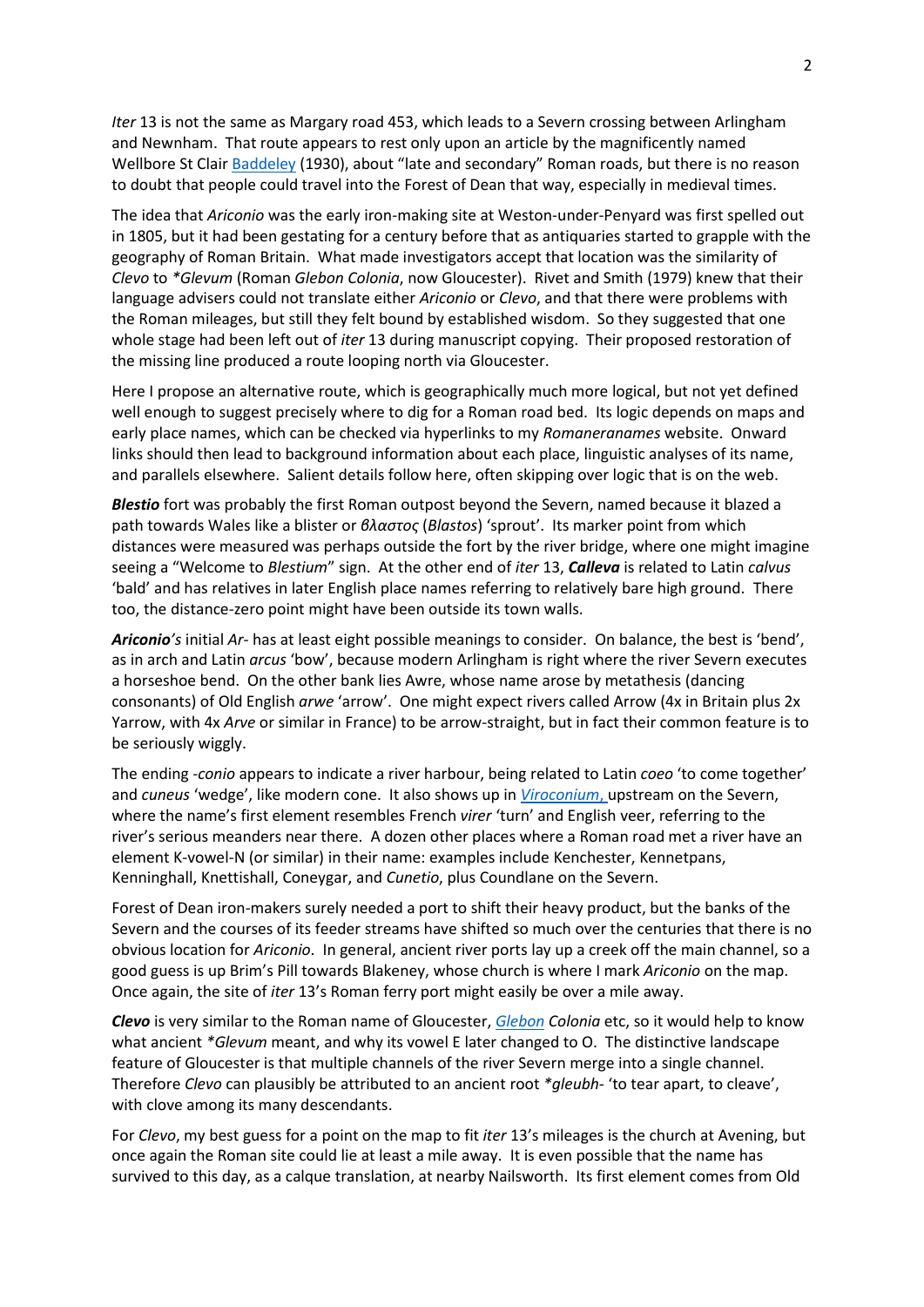*Iter* 13 is not the same as Margary road 453, which leads to a Severn crossing between Arlingham and Newnham. That route appears to rest only upon an article by the magnificently named Wellbore St Clair Baddeley (1930), about "late and secondary" Roman roads, but there is no reason to doubt that people could travel into the Forest of Dean that way, especially in medieval times.

The idea that *Ariconio* was the early iron-making site at Weston-under-Penyard was first spelled out in 1805, but it had been gestating for a century before that as antiquaries started to grapple with the geography of Roman Britain. What made investigators accept that location was the similarity of *Clevo* to *\*Glevum* (Roman *Glebon Colonia*, now Gloucester). Rivet and Smith (1979) knew that their language advisers could not translate either *Ariconio* or *Clevo*, and that there were problems with the Roman mileages, but still they felt bound by established wisdom. So they suggested that one whole stage had been left out of *iter* 13 during manuscript copying. Their proposed restoration of the missing line produced a route looping north via Gloucester.

Here I propose an alternative route, which is geographically much more logical, but not yet defined well enough to suggest precisely where to dig for a Roman road bed. Its logic depends on maps and early place names, which can be checked via hyperlinks to my *Romaneranames* website. Onward links should then lead to background information about each place, linguistic analyses of its name, and parallels elsewhere. Salient details follow here, often skipping over logic that is on the web.

***Blestio*** fort was probably the first Roman outpost beyond the Severn, named because it blazed a path towards Wales like a blister or *βλαστος* (*Blastos*) 'sprout'. Its marker point from which distances were measured was perhaps outside the fort by the river bridge, where one might imagine seeing a "Welcome to *Blestium*" sign. At the other end of *iter* 13, ***Calleva*** is related to Latin *calvus* 'bald' and has relatives in later English place names referring to relatively bare high ground. There too, the distance-zero point might have been outside its town walls.

***Ariconio'****s* initial *Ar-* has at least eight possible meanings to consider. On balance, the best is 'bend', as in arch and Latin *arcus* 'bow', because modern Arlingham is right where the river Severn executes a horseshoe bend. On the other bank lies Awre, whose name arose by metathesis (dancing consonants) of Old English *arwe* 'arrow'. One might expect rivers called Arrow (4x in Britain plus 2x Yarrow, with 4x *Arve* or similar in France) to be arrow-straight, but in fact their common feature is to be seriously wiggly.

The ending *-conio* appears to indicate a river harbour, being related to Latin *coeo* 'to come together' and *cuneus* 'wedge', like modern cone. It also shows up in *Viroconium*, upstream on the Severn, where the name's first element resembles French *virer* 'turn' and English veer, referring to the river's serious meanders near there. A dozen other places where a Roman road met a river have an element K-vowel-N (or similar) in their name: examples include Kenchester, Kennetpans, Kenninghall, Knettishall, Coneygar, and *Cunetio*, plus Coundlane on the Severn.

Forest of Dean iron-makers surely needed a port to shift their heavy product, but the banks of the Severn and the courses of its feeder streams have shifted so much over the centuries that there is no obvious location for *Ariconio*. In general, ancient river ports lay up a creek off the main channel, so a good guess is up Brim's Pill towards Blakeney, whose church is where I mark *Ariconio* on the map. Once again, the site of *iter* 13's Roman ferry port might easily be over a mile away.

***Clevo*** is very similar to the Roman name of Gloucester, *Glebon Colonia* etc, so it would help to know what ancient *\*Glevum* meant, and why its vowel E later changed to O. The distinctive landscape feature of Gloucester is that multiple channels of the river Severn merge into a single channel. Therefore *Clevo* can plausibly be attributed to an ancient root *\*gleubh-* 'to tear apart, to cleave', with clove among its many descendants.

For *Clevo*, my best guess for a point on the map to fit *iter* 13's mileages is the church at Avening, but once again the Roman site could lie at least a mile away. It is even possible that the name has survived to this day, as a calque translation, at nearby Nailsworth. Its first element comes from Old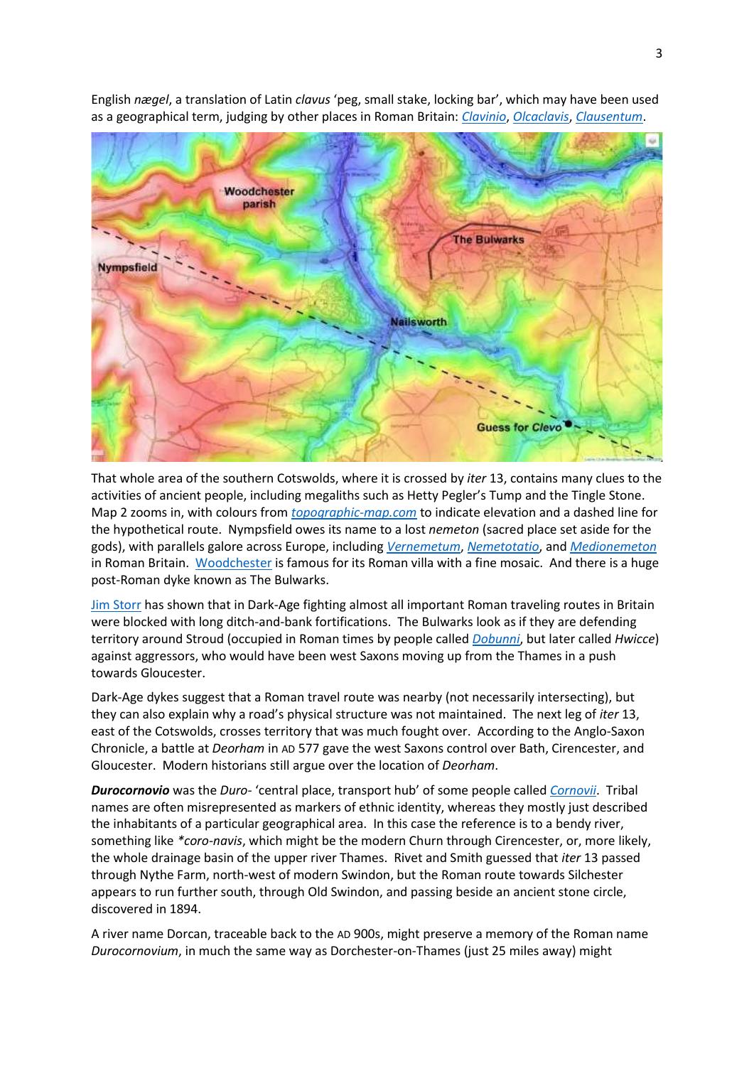English *nægel*, a translation of Latin *clavus* 'peg, small stake, locking bar', which may have been used as a geographical term, judging by other places in Roman Britain: *Clavinio*, *Olcaclavis*, *Clausentum*.

That whole area of the southern Cotswolds, where it is crossed by *iter* 13, contains many clues to the activities of ancient people, including megaliths such as Hetty Pegler's Tump and the Tingle Stone. Map 2 zooms in, with colours from *topographic-map.com* to indicate elevation and a dashed line for the hypothetical route. Nympsfield owes its name to a lost *nemeton* (sacred place set aside for the gods), with parallels galore across Europe, including *Vernemetum*, *Nemetotatio*, and *Medionemeton* in Roman Britain. Woodchester is famous for its Roman villa with a fine mosaic. And there is a huge post-Roman dyke known as The Bulwarks.

Jim Storr has shown that in Dark-Age fighting almost all important Roman traveling routes in Britain were blocked with long ditch-and-bank fortifications. The Bulwarks look as if they are defending territory around Stroud (occupied in Roman times by people called *Dobunni*, but later called *Hwicce*) against aggressors, who would have been west Saxons moving up from the Thames in a push towards Gloucester.

Dark-Age dykes suggest that a Roman travel route was nearby (not necessarily intersecting), but they can also explain why a road's physical structure was not maintained. The next leg of *iter* 13, east of the Cotswolds, crosses territory that was much fought over. According to the Anglo-Saxon Chronicle, a battle at *Deorham* in AD 577 gave the west Saxons control over Bath, Cirencester, and Gloucester. Modern historians still argue over the location of *Deorham*.

***Durocornovio*** was the *Duro-* 'central place, transport hub' of some people called *Cornovii*. Tribal names are often misrepresented as markers of ethnic identity, whereas they mostly just described the inhabitants of a particular geographical area. In this case the reference is to a bendy river, something like *\*coro-navis*, which might be the modern Churn through Cirencester, or, more likely, the whole drainage basin of the upper river Thames. Rivet and Smith guessed that *iter* 13 passed through Nythe Farm, north-west of modern Swindon, but the Roman route towards Silchester appears to run further south, through Old Swindon, and passing beside an ancient stone circle, discovered in 1894.

A river name Dorcan, traceable back to the AD 900s, might preserve a memory of the Roman name *Durocornovium*, in much the same way as Dorchester-on-Thames (just 25 miles away) might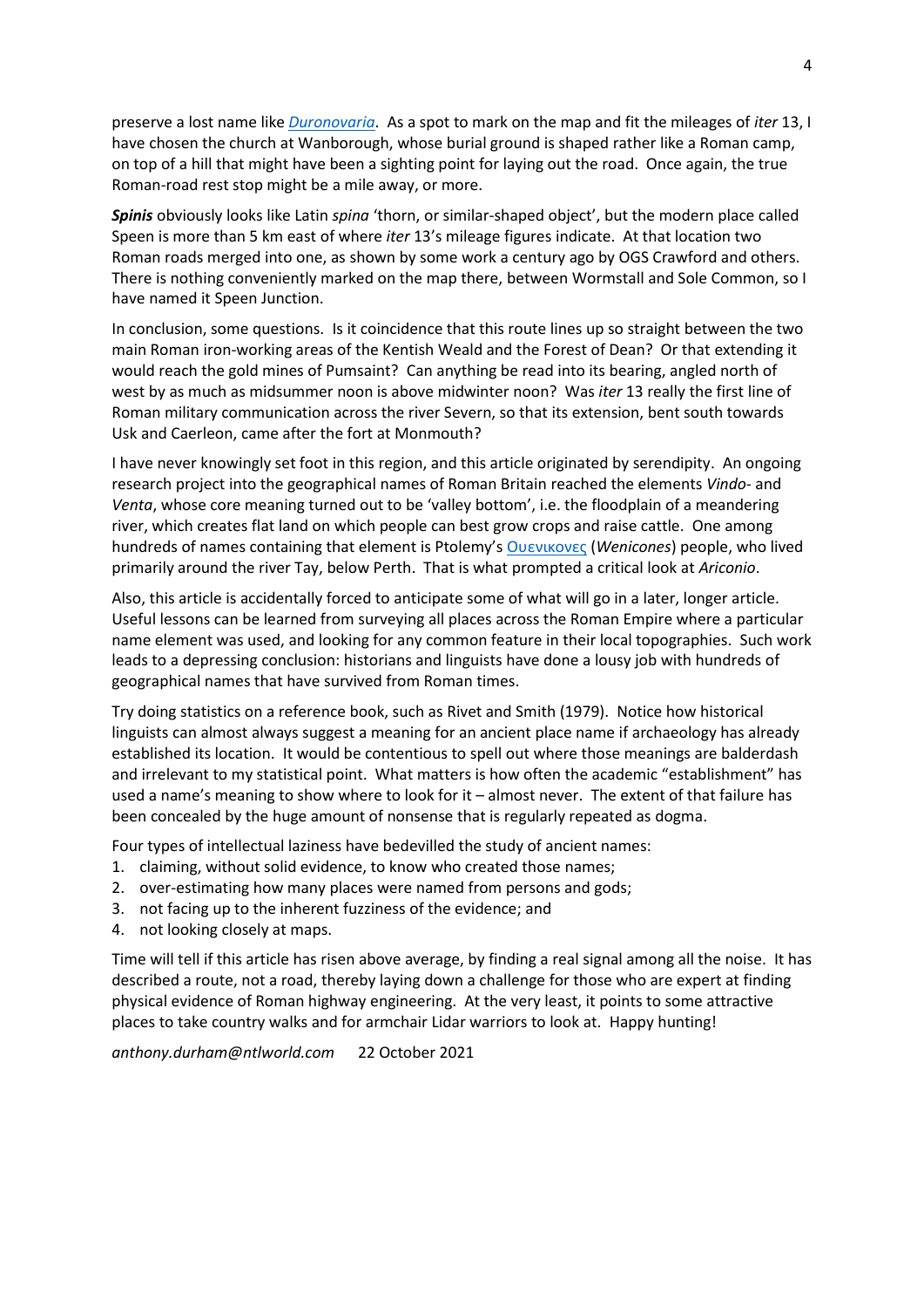preserve a lost name like *Duronovaria*. As a spot to mark on the map and fit the mileages of *iter* 13, I have chosen the church at Wanborough, whose burial ground is shaped rather like a Roman camp, on top of a hill that might have been a sighting point for laying out the road. Once again, the true Roman-road rest stop might be a mile away, or more.

***Spinis*** obviously looks like Latin *spina* 'thorn, or similar-shaped object', but the modern place called Speen is more than 5 km east of where *iter* 13's mileage figures indicate. At that location two Roman roads merged into one, as shown by some work a century ago by OGS Crawford and others. There is nothing conveniently marked on the map there, between Wormstall and Sole Common, so I have named it Speen Junction.

In conclusion, some questions. Is it coincidence that this route lines up so straight between the two main Roman iron-working areas of the Kentish Weald and the Forest of Dean? Or that extending it would reach the gold mines of Pumsaint? Can anything be read into its bearing, angled north of west by as much as midsummer noon is above midwinter noon? Was *iter* 13 really the first line of Roman military communication across the river Severn, so that its extension, bent south towards Usk and Caerleon, came after the fort at Monmouth?

I have never knowingly set foot in this region, and this article originated by serendipity. An ongoing research project into the geographical names of Roman Britain reached the elements *Vindo*- and *Venta*, whose core meaning turned out to be 'valley bottom', i.e. the floodplain of a meandering river, which creates flat land on which people can best grow crops and raise cattle. One among hundreds of names containing that element is Ptolemy's Ουενικονες (*Wenicones*) people, who lived primarily around the river Tay, below Perth. That is what prompted a critical look at *Ariconio*.

Also, this article is accidentally forced to anticipate some of what will go in a later, longer article. Useful lessons can be learned from surveying all places across the Roman Empire where a particular name element was used, and looking for any common feature in their local topographies. Such work leads to a depressing conclusion: historians and linguists have done a lousy job with hundreds of geographical names that have survived from Roman times.

Try doing statistics on a reference book, such as Rivet and Smith (1979). Notice how historical linguists can almost always suggest a meaning for an ancient place name if archaeology has already established its location. It would be contentious to spell out where those meanings are balderdash and irrelevant to my statistical point. What matters is how often the academic "establishment" has used a name's meaning to show where to look for it – almost never. The extent of that failure has been concealed by the huge amount of nonsense that is regularly repeated as dogma.

Four types of intellectual laziness have bedevilled the study of ancient names:

1. claiming, without solid evidence, to know who created those names;
2. over-estimating how many places were named from persons and gods;
3. not facing up to the inherent fuzziness of the evidence; and
4. not looking closely at maps.

Time will tell if this article has risen above average, by finding a real signal among all the noise. It has described a route, not a road, thereby laying down a challenge for those who are expert at finding physical evidence of Roman highway engineering. At the very least, it points to some attractive places to take country walks and for armchair Lidar warriors to look at. Happy hunting!

*anthony.durham@ntlworld.com* 22 October 2021